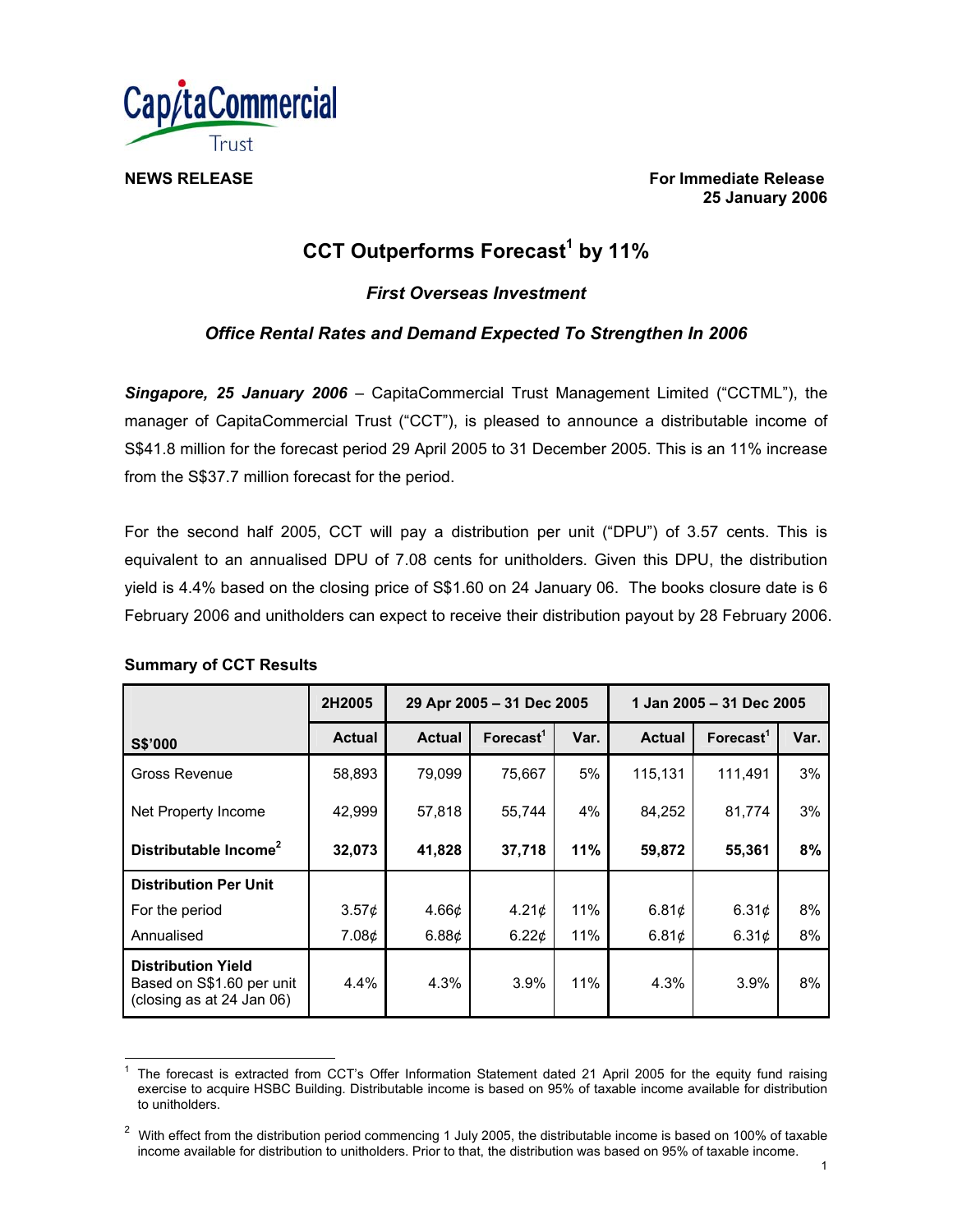CapitaCommercial Trust

**NEWS RELEASE**

**For Immediate Release**
**25 January 2006**

# CCT Outperforms Forecast[1] by 11%

### *First Overseas Investment*

### *Office Rental Rates and Demand Expected To Strengthen In 2006*

***Singapore, 25 January 2006*** – CapitaCommercial Trust Management Limited ("CCTML"), the manager of CapitaCommercial Trust ("CCT"), is pleased to announce a distributable income of S$41.8 million for the forecast period 29 April 2005 to 31 December 2005. This is an 11% increase from the S$37.7 million forecast for the period.

For the second half 2005, CCT will pay a distribution per unit ("DPU") of 3.57 cents. This is equivalent to an annualised DPU of 7.08 cents for unitholders. Given this DPU, the distribution yield is 4.4% based on the closing price of S$1.60 on 24 January 06. The books closure date is 6 February 2006 and unitholders can expect to receive their distribution payout by 28 February 2006.

**Summary of CCT Results**

| | 2H2005 | 29 Apr 2005 – 31 Dec 2005 | | | 1 Jan 2005 – 31 Dec 2005 | | |
|---|---|---|---|---|---|---|---|
| **S$'000** | **Actual** | **Actual** | **Forecast[1]** | **Var.** | **Actual** | **Forecast[1]** | **Var.** |
| Gross Revenue | 58,893 | 79,099 | 75,667 | 5% | 115,131 | 111,491 | 3% |
| Net Property Income | 42,999 | 57,818 | 55,744 | 4% | 84,252 | 81,774 | 3% |
| **Distributable Income[2]** | **32,073** | **41,828** | **37,718** | **11%** | **59,872** | **55,361** | **8%** |
| **Distribution Per Unit** | | | | | | | |
| For the period | 3.57¢ | 4.66¢ | 4.21¢ | 11% | 6.81¢ | 6.31¢ | 8% |
| Annualised | 7.08¢ | 6.88¢ | 6.22¢ | 11% | 6.81¢ | 6.31¢ | 8% |
| **Distribution Yield** Based on S$1.60 per unit (closing as at 24 Jan 06) | 4.4% | 4.3% | 3.9% | 11% | 4.3% | 3.9% | 8% |

[1] The forecast is extracted from CCT's Offer Information Statement dated 21 April 2005 for the equity fund raising exercise to acquire HSBC Building. Distributable income is based on 95% of taxable income available for distribution to unitholders.

[2] With effect from the distribution period commencing 1 July 2005, the distributable income is based on 100% of taxable income available for distribution to unitholders. Prior to that, the distribution was based on 95% of taxable income.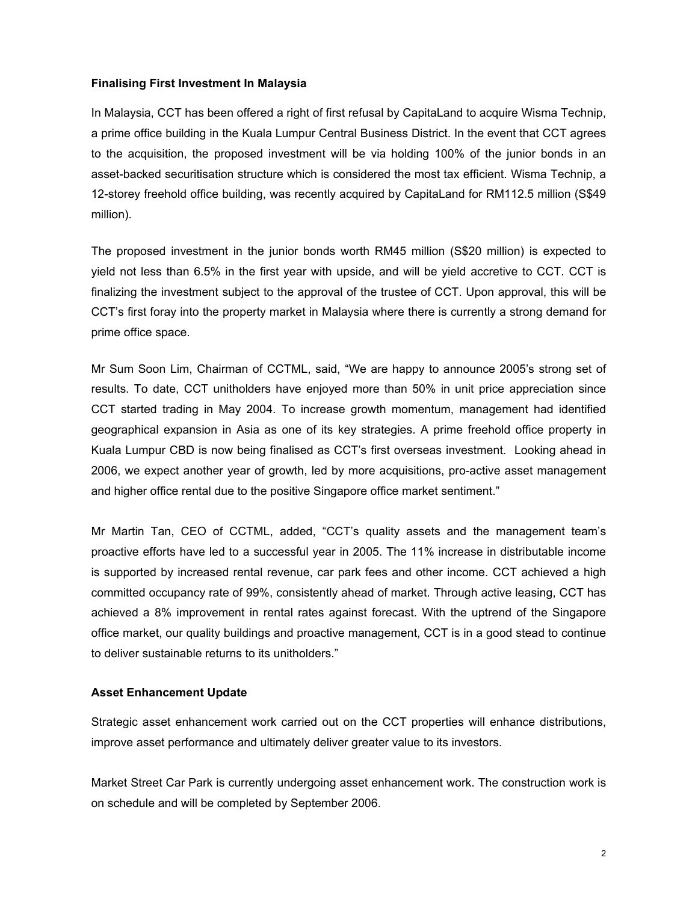**Finalising First Investment In Malaysia**

In Malaysia, CCT has been offered a right of first refusal by CapitaLand to acquire Wisma Technip, a prime office building in the Kuala Lumpur Central Business District. In the event that CCT agrees to the acquisition, the proposed investment will be via holding 100% of the junior bonds in an asset-backed securitisation structure which is considered the most tax efficient. Wisma Technip, a 12-storey freehold office building, was recently acquired by CapitaLand for RM112.5 million (S$49 million).

The proposed investment in the junior bonds worth RM45 million (S$20 million) is expected to yield not less than 6.5% in the first year with upside, and will be yield accretive to CCT. CCT is finalizing the investment subject to the approval of the trustee of CCT. Upon approval, this will be CCT's first foray into the property market in Malaysia where there is currently a strong demand for prime office space.

Mr Sum Soon Lim, Chairman of CCTML, said, "We are happy to announce 2005's strong set of results. To date, CCT unitholders have enjoyed more than 50% in unit price appreciation since CCT started trading in May 2004. To increase growth momentum, management had identified geographical expansion in Asia as one of its key strategies. A prime freehold office property in Kuala Lumpur CBD is now being finalised as CCT's first overseas investment. Looking ahead in 2006, we expect another year of growth, led by more acquisitions, pro-active asset management and higher office rental due to the positive Singapore office market sentiment."

Mr Martin Tan, CEO of CCTML, added, "CCT's quality assets and the management team's proactive efforts have led to a successful year in 2005. The 11% increase in distributable income is supported by increased rental revenue, car park fees and other income. CCT achieved a high committed occupancy rate of 99%, consistently ahead of market. Through active leasing, CCT has achieved a 8% improvement in rental rates against forecast. With the uptrend of the Singapore office market, our quality buildings and proactive management, CCT is in a good stead to continue to deliver sustainable returns to its unitholders."

**Asset Enhancement Update**

Strategic asset enhancement work carried out on the CCT properties will enhance distributions, improve asset performance and ultimately deliver greater value to its investors.

Market Street Car Park is currently undergoing asset enhancement work. The construction work is on schedule and will be completed by September 2006.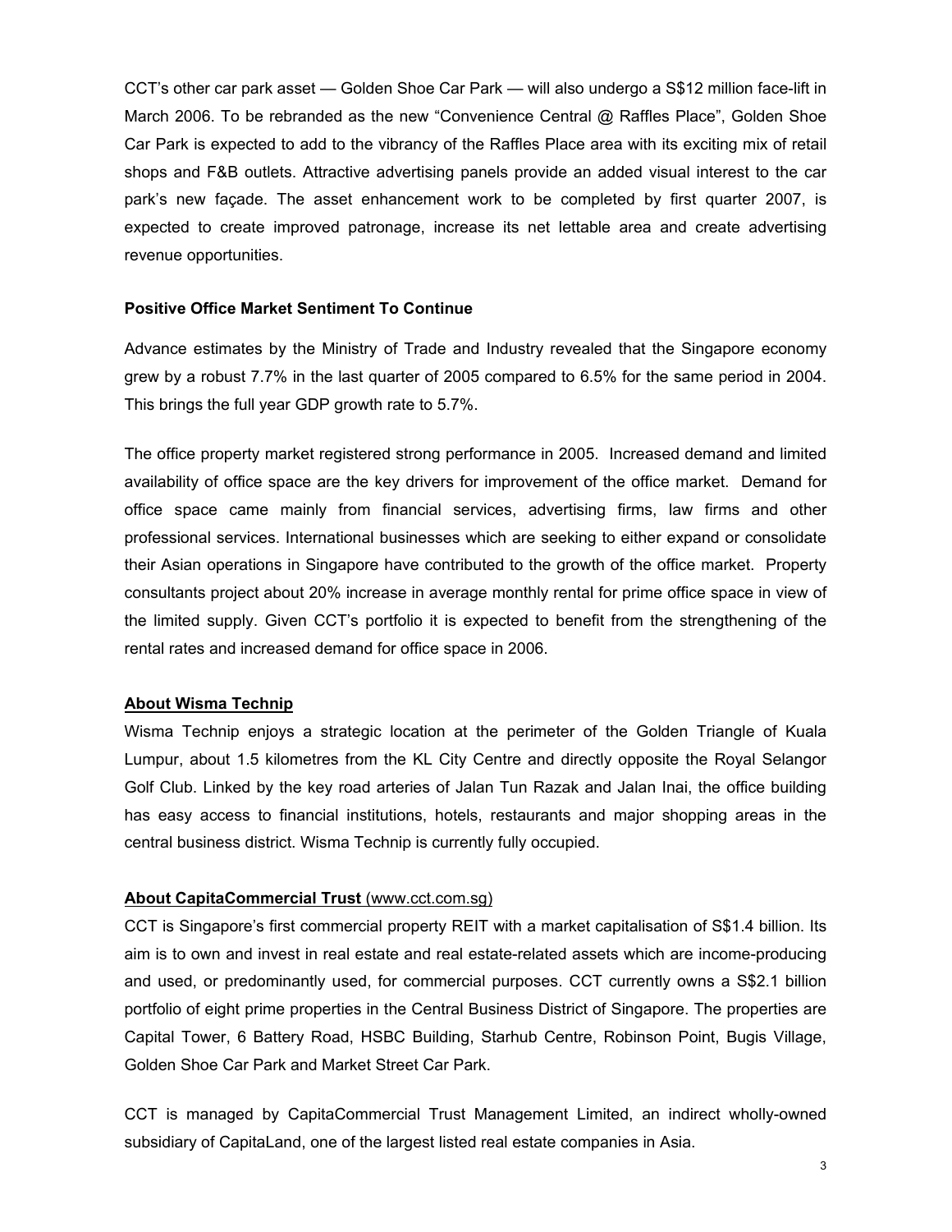CCT's other car park asset — Golden Shoe Car Park — will also undergo a S$12 million face-lift in March 2006. To be rebranded as the new "Convenience Central @ Raffles Place", Golden Shoe Car Park is expected to add to the vibrancy of the Raffles Place area with its exciting mix of retail shops and F&B outlets. Attractive advertising panels provide an added visual interest to the car park's new façade. The asset enhancement work to be completed by first quarter 2007, is expected to create improved patronage, increase its net lettable area and create advertising revenue opportunities.

**Positive Office Market Sentiment To Continue**

Advance estimates by the Ministry of Trade and Industry revealed that the Singapore economy grew by a robust 7.7% in the last quarter of 2005 compared to 6.5% for the same period in 2004. This brings the full year GDP growth rate to 5.7%.

The office property market registered strong performance in 2005. Increased demand and limited availability of office space are the key drivers for improvement of the office market. Demand for office space came mainly from financial services, advertising firms, law firms and other professional services. International businesses which are seeking to either expand or consolidate their Asian operations in Singapore have contributed to the growth of the office market. Property consultants project about 20% increase in average monthly rental for prime office space in view of the limited supply. Given CCT's portfolio it is expected to benefit from the strengthening of the rental rates and increased demand for office space in 2006.

**About Wisma Technip**

Wisma Technip enjoys a strategic location at the perimeter of the Golden Triangle of Kuala Lumpur, about 1.5 kilometres from the KL City Centre and directly opposite the Royal Selangor Golf Club. Linked by the key road arteries of Jalan Tun Razak and Jalan Inai, the office building has easy access to financial institutions, hotels, restaurants and major shopping areas in the central business district. Wisma Technip is currently fully occupied.

**About CapitaCommercial Trust** (www.cct.com.sg)

CCT is Singapore's first commercial property REIT with a market capitalisation of S$1.4 billion. Its aim is to own and invest in real estate and real estate-related assets which are income-producing and used, or predominantly used, for commercial purposes. CCT currently owns a S$2.1 billion portfolio of eight prime properties in the Central Business District of Singapore. The properties are Capital Tower, 6 Battery Road, HSBC Building, Starhub Centre, Robinson Point, Bugis Village, Golden Shoe Car Park and Market Street Car Park.

CCT is managed by CapitaCommercial Trust Management Limited, an indirect wholly-owned subsidiary of CapitaLand, one of the largest listed real estate companies in Asia.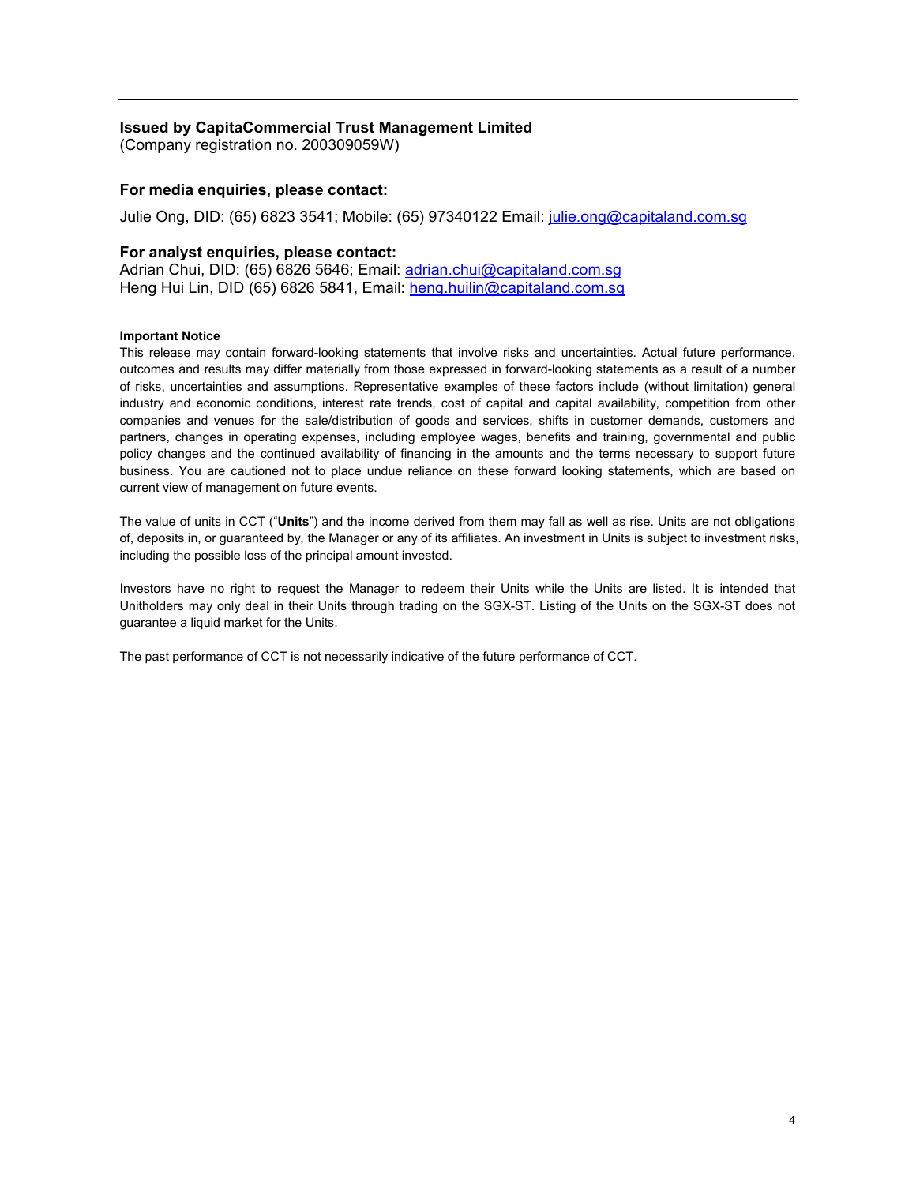**Issued by CapitaCommercial Trust Management Limited**
(Company registration no. 200309059W)

### For media enquiries, please contact:

Julie Ong, DID: (65) 6823 3541; Mobile: (65) 97340122 Email: julie.ong@capitaland.com.sg

### For analyst enquiries, please contact:

Adrian Chui, DID: (65) 6826 5646; Email: adrian.chui@capitaland.com.sg
Heng Hui Lin, DID (65) 6826 5841, Email: heng.huilin@capitaland.com.sg

**Important Notice**

This release may contain forward-looking statements that involve risks and uncertainties. Actual future performance, outcomes and results may differ materially from those expressed in forward-looking statements as a result of a number of risks, uncertainties and assumptions. Representative examples of these factors include (without limitation) general industry and economic conditions, interest rate trends, cost of capital and capital availability, competition from other companies and venues for the sale/distribution of goods and services, shifts in customer demands, customers and partners, changes in operating expenses, including employee wages, benefits and training, governmental and public policy changes and the continued availability of financing in the amounts and the terms necessary to support future business. You are cautioned not to place undue reliance on these forward looking statements, which are based on current view of management on future events.

The value of units in CCT ("**Units**") and the income derived from them may fall as well as rise. Units are not obligations of, deposits in, or guaranteed by, the Manager or any of its affiliates. An investment in Units is subject to investment risks, including the possible loss of the principal amount invested.

Investors have no right to request the Manager to redeem their Units while the Units are listed. It is intended that Unitholders may only deal in their Units through trading on the SGX-ST. Listing of the Units on the SGX-ST does not guarantee a liquid market for the Units.

The past performance of CCT is not necessarily indicative of the future performance of CCT.